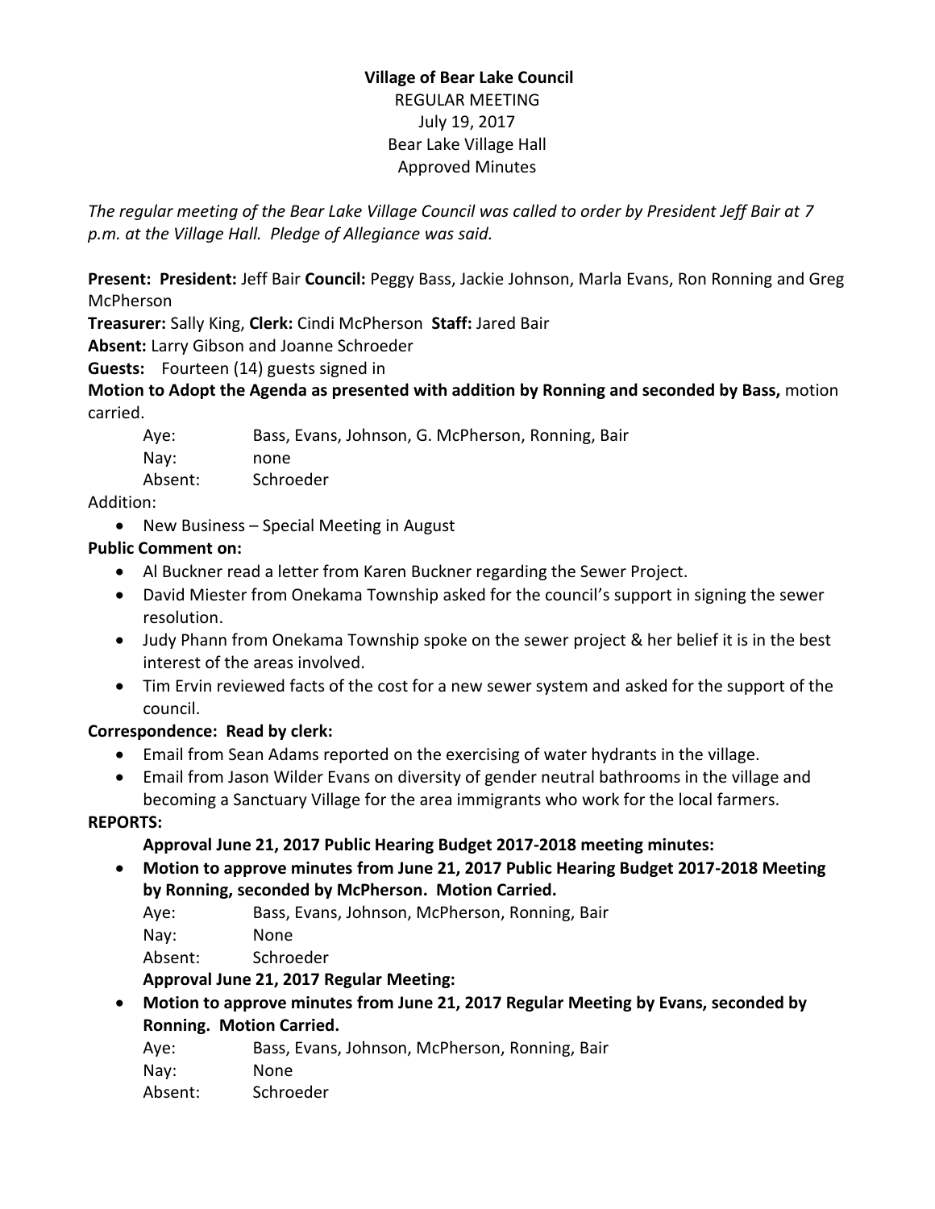**Village of Bear Lake Council**
REGULAR MEETING
July 19, 2017
Bear Lake Village Hall
Approved Minutes

*The regular meeting of the Bear Lake Village Council was called to order by President Jeff Bair at 7 p.m. at the Village Hall. Pledge of Allegiance was said.*

**Present: President:** Jeff Bair **Council:** Peggy Bass, Jackie Johnson, Marla Evans, Ron Ronning and Greg McPherson
**Treasurer:** Sally King, **Clerk:** Cindi McPherson **Staff:** Jared Bair
**Absent:** Larry Gibson and Joanne Schroeder
**Guests:** Fourteen (14) guests signed in

**Motion to Adopt the Agenda as presented with addition by Ronning and seconded by Bass,** motion carried.

Aye: Bass, Evans, Johnson, G. McPherson, Ronning, Bair
Nay: none
Absent: Schroeder

Addition:

- New Business – Special Meeting in August

**Public Comment on:**

- Al Buckner read a letter from Karen Buckner regarding the Sewer Project.
- David Miester from Onekama Township asked for the council's support in signing the sewer resolution.
- Judy Phann from Onekama Township spoke on the sewer project & her belief it is in the best interest of the areas involved.
- Tim Ervin reviewed facts of the cost for a new sewer system and asked for the support of the council.

**Correspondence: Read by clerk:**

- Email from Sean Adams reported on the exercising of water hydrants in the village.
- Email from Jason Wilder Evans on diversity of gender neutral bathrooms in the village and becoming a Sanctuary Village for the area immigrants who work for the local farmers.

**REPORTS:**

**Approval June 21, 2017 Public Hearing Budget 2017-2018 meeting minutes:**

- **Motion to approve minutes from June 21, 2017 Public Hearing Budget 2017-2018 Meeting by Ronning, seconded by McPherson. Motion Carried.**

Aye: Bass, Evans, Johnson, McPherson, Ronning, Bair
Nay: None
Absent: Schroeder

**Approval June 21, 2017 Regular Meeting:**

- **Motion to approve minutes from June 21, 2017 Regular Meeting by Evans, seconded by Ronning. Motion Carried.**

Aye: Bass, Evans, Johnson, McPherson, Ronning, Bair
Nay: None
Absent: Schroeder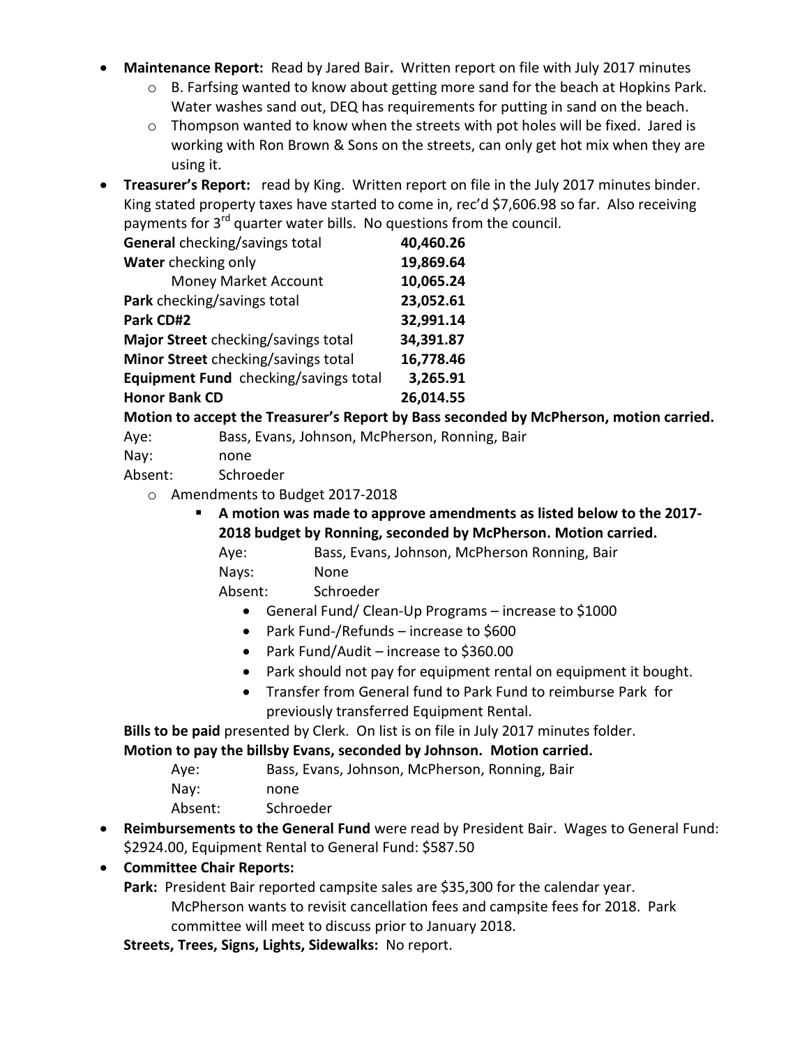- **Maintenance Report:** Read by Jared Bair**.** Written report on file with July 2017 minutes
  - B. Farfsing wanted to know about getting more sand for the beach at Hopkins Park. Water washes sand out, DEQ has requirements for putting in sand on the beach.
  - Thompson wanted to know when the streets with pot holes will be fixed. Jared is working with Ron Brown & Sons on the streets, can only get hot mix when they are using it.
- **Treasurer's Report:** read by King. Written report on file in the July 2017 minutes binder. King stated property taxes have started to come in, rec'd $7,606.98 so far. Also receiving payments for 3rd quarter water bills. No questions from the council.

| | |
|---|---|
| **General** checking/savings total | **40,460.26** |
| **Water** checking only | **19,869.64** |
| Money Market Account | **10,065.24** |
| **Park** checking/savings total | **23,052.61** |
| **Park CD#2** | **32,991.14** |
| **Major Street** checking/savings total | **34,391.87** |
| **Minor Street** checking/savings total | **16,778.46** |
| **Equipment Fund** checking/savings total | **3,265.91** |
| **Honor Bank CD** | **26,014.55** |

**Motion to accept the Treasurer's Report by Bass seconded by McPherson, motion carried.**

Aye: Bass, Evans, Johnson, McPherson, Ronning, Bair
Nay: none
Absent: Schroeder

- Amendments to Budget 2017-2018
  - **A motion was made to approve amendments as listed below to the 2017-2018 budget by Ronning, seconded by McPherson. Motion carried.**

    Aye: Bass, Evans, Johnson, McPherson Ronning, Bair
    Nays: None
    Absent: Schroeder

    - General Fund/ Clean-Up Programs – increase to $1000
    - Park Fund-/Refunds – increase to $600
    - Park Fund/Audit – increase to $360.00
    - Park should not pay for equipment rental on equipment it bought.
    - Transfer from General fund to Park Fund to reimburse Park for previously transferred Equipment Rental.

**Bills to be paid** presented by Clerk. On list is on file in July 2017 minutes folder.

**Motion to pay the billsby Evans, seconded by Johnson. Motion carried.**

Aye: Bass, Evans, Johnson, McPherson, Ronning, Bair
Nay: none
Absent: Schroeder

- **Reimbursements to the General Fund** were read by President Bair. Wages to General Fund: $2924.00, Equipment Rental to General Fund: $587.50
- **Committee Chair Reports:**

  **Park:** President Bair reported campsite sales are $35,300 for the calendar year. McPherson wants to revisit cancellation fees and campsite fees for 2018. Park committee will meet to discuss prior to January 2018.

  **Streets, Trees, Signs, Lights, Sidewalks:** No report.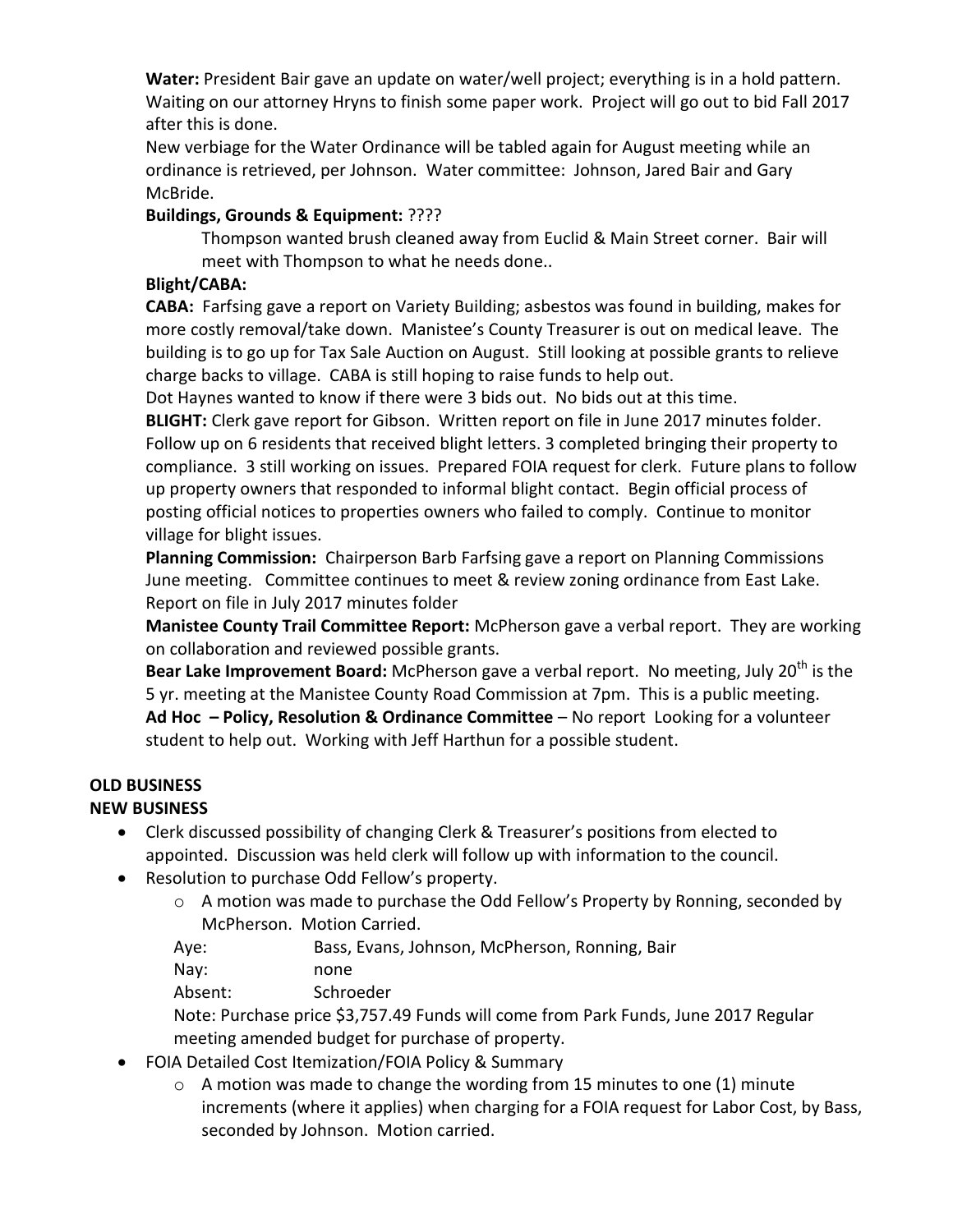**Water:** President Bair gave an update on water/well project; everything is in a hold pattern. Waiting on our attorney Hryns to finish some paper work. Project will go out to bid Fall 2017 after this is done.

New verbiage for the Water Ordinance will be tabled again for August meeting while an ordinance is retrieved, per Johnson. Water committee: Johnson, Jared Bair and Gary McBride.

**Buildings, Grounds & Equipment:** ????

Thompson wanted brush cleaned away from Euclid & Main Street corner. Bair will meet with Thompson to what he needs done..

**Blight/CABA:**

**CABA:** Farfsing gave a report on Variety Building; asbestos was found in building, makes for more costly removal/take down. Manistee's County Treasurer is out on medical leave. The building is to go up for Tax Sale Auction on August. Still looking at possible grants to relieve charge backs to village. CABA is still hoping to raise funds to help out.

Dot Haynes wanted to know if there were 3 bids out. No bids out at this time.

**BLIGHT:** Clerk gave report for Gibson. Written report on file in June 2017 minutes folder. Follow up on 6 residents that received blight letters. 3 completed bringing their property to compliance. 3 still working on issues. Prepared FOIA request for clerk. Future plans to follow up property owners that responded to informal blight contact. Begin official process of posting official notices to properties owners who failed to comply. Continue to monitor village for blight issues.

**Planning Commission:** Chairperson Barb Farfsing gave a report on Planning Commissions June meeting. Committee continues to meet & review zoning ordinance from East Lake. Report on file in July 2017 minutes folder

**Manistee County Trail Committee Report:** McPherson gave a verbal report. They are working on collaboration and reviewed possible grants.

**Bear Lake Improvement Board:** McPherson gave a verbal report. No meeting, July 20th is the 5 yr. meeting at the Manistee County Road Commission at 7pm. This is a public meeting.

**Ad Hoc – Policy, Resolution & Ordinance Committee** – No report Looking for a volunteer student to help out. Working with Jeff Harthun for a possible student.

**OLD BUSINESS**

**NEW BUSINESS**

- Clerk discussed possibility of changing Clerk & Treasurer's positions from elected to appointed. Discussion was held clerk will follow up with information to the council.
- Resolution to purchase Odd Fellow's property.
  - A motion was made to purchase the Odd Fellow's Property by Ronning, seconded by McPherson. Motion Carried.

  Aye: Bass, Evans, Johnson, McPherson, Ronning, Bair

  Nay: none

  Absent: Schroeder

  Note: Purchase price $3,757.49 Funds will come from Park Funds, June 2017 Regular meeting amended budget for purchase of property.
- FOIA Detailed Cost Itemization/FOIA Policy & Summary
  - A motion was made to change the wording from 15 minutes to one (1) minute increments (where it applies) when charging for a FOIA request for Labor Cost, by Bass, seconded by Johnson. Motion carried.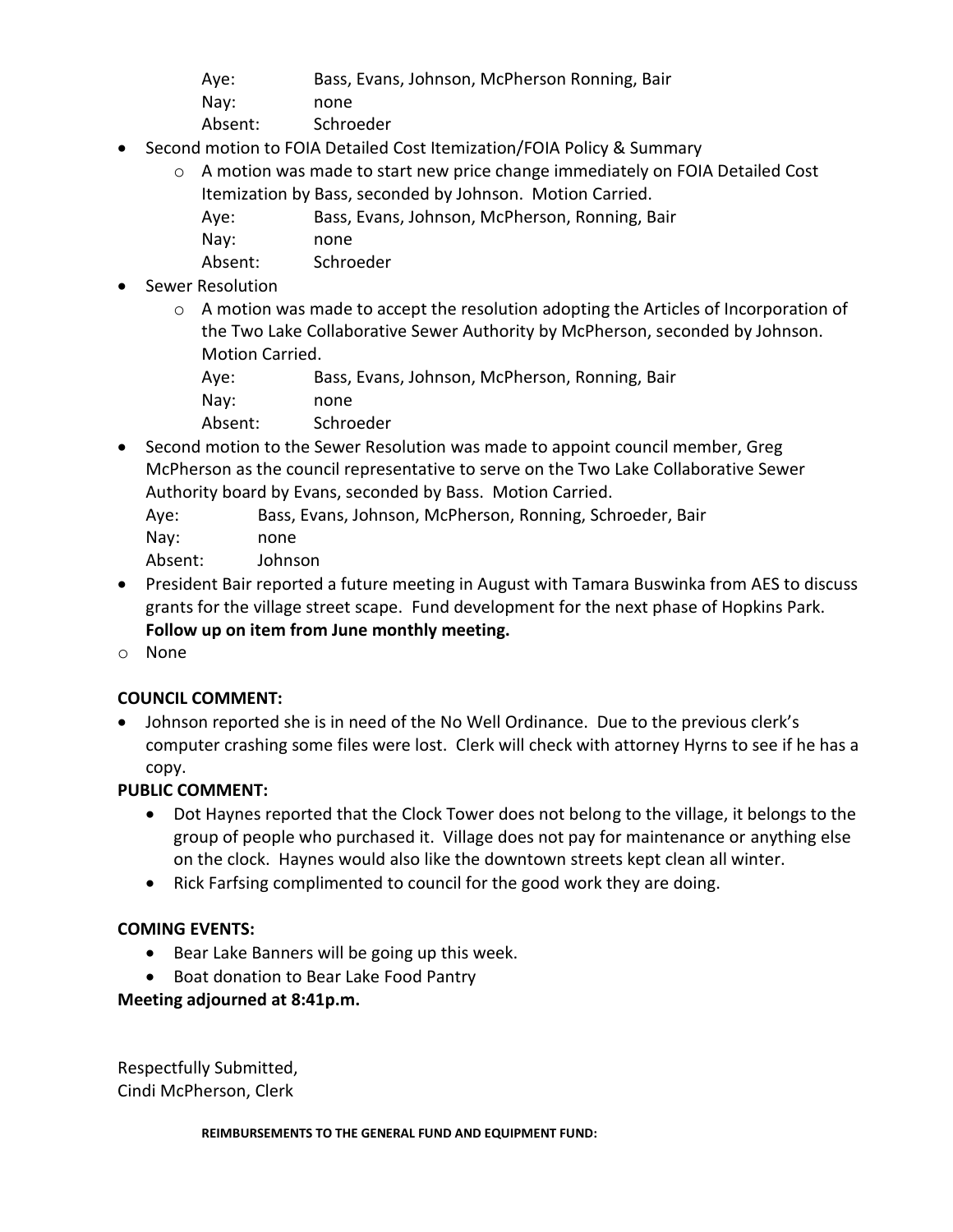Aye: Bass, Evans, Johnson, McPherson Ronning, Bair
Nay: none
Absent: Schroeder

- Second motion to FOIA Detailed Cost Itemization/FOIA Policy & Summary
    - A motion was made to start new price change immediately on FOIA Detailed Cost Itemization by Bass, seconded by Johnson. Motion Carried.
      Aye: Bass, Evans, Johnson, McPherson, Ronning, Bair
      Nay: none
      Absent: Schroeder
- Sewer Resolution
    - A motion was made to accept the resolution adopting the Articles of Incorporation of the Two Lake Collaborative Sewer Authority by McPherson, seconded by Johnson. Motion Carried.
      Aye: Bass, Evans, Johnson, McPherson, Ronning, Bair
      Nay: none
      Absent: Schroeder
- Second motion to the Sewer Resolution was made to appoint council member, Greg McPherson as the council representative to serve on the Two Lake Collaborative Sewer Authority board by Evans, seconded by Bass. Motion Carried.
  Aye: Bass, Evans, Johnson, McPherson, Ronning, Schroeder, Bair
  Nay: none
  Absent: Johnson
- President Bair reported a future meeting in August with Tamara Buswinka from AES to discuss grants for the village street scape. Fund development for the next phase of Hopkins Park.
  **Follow up on item from June monthly meeting.**
- None

**COUNCIL COMMENT:**

- Johnson reported she is in need of the No Well Ordinance. Due to the previous clerk's computer crashing some files were lost. Clerk will check with attorney Hyrns to see if he has a copy.

**PUBLIC COMMENT:**

- Dot Haynes reported that the Clock Tower does not belong to the village, it belongs to the group of people who purchased it. Village does not pay for maintenance or anything else on the clock. Haynes would also like the downtown streets kept clean all winter.
- Rick Farfsing complimented to council for the good work they are doing.

**COMING EVENTS:**

- Bear Lake Banners will be going up this week.
- Boat donation to Bear Lake Food Pantry

**Meeting adjourned at 8:41p.m.**

Respectfully Submitted,
Cindi McPherson, Clerk

**REIMBURSEMENTS TO THE GENERAL FUND AND EQUIPMENT FUND:**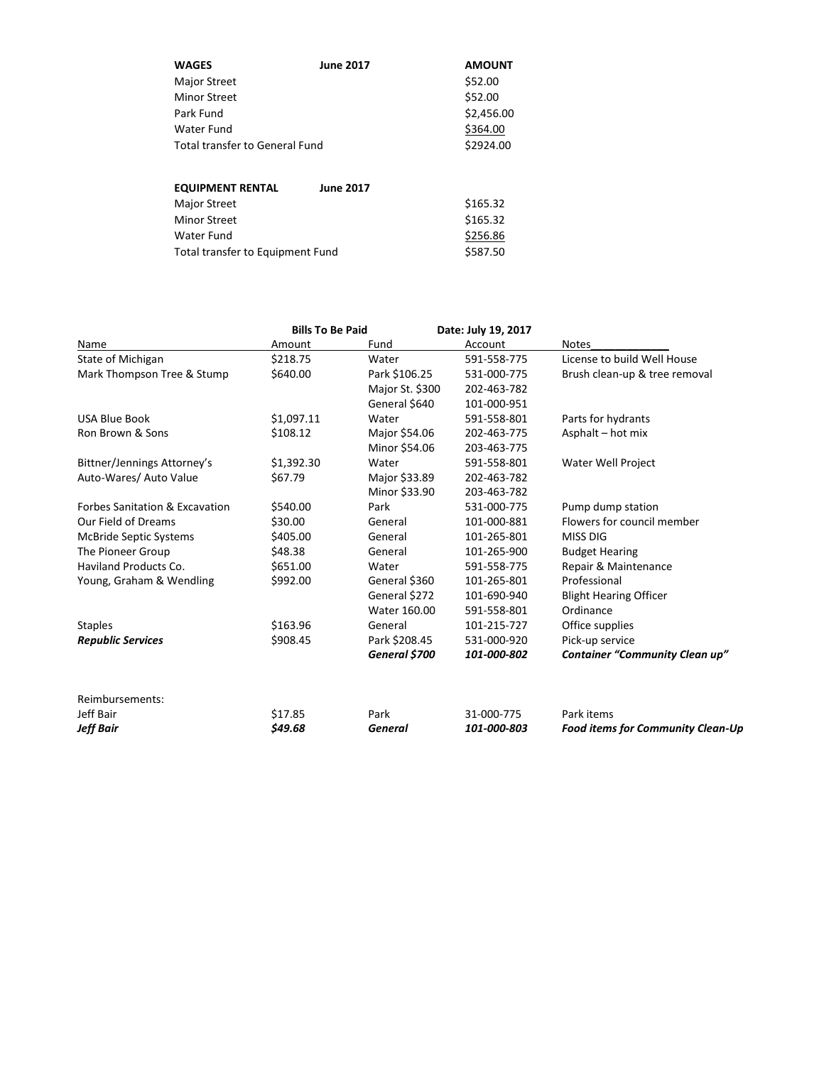| WAGES | June 2017 | AMOUNT |
|---|---|---|
| Major Street | | $52.00 |
| Minor Street | | $52.00 |
| Park Fund | | $2,456.00 |
| Water Fund | | $364.00 |
| Total transfer to General Fund | | $2924.00 |

| EQUIPMENT RENTAL | June 2017 | |
|---|---|---|
| Major Street | | $165.32 |
| Minor Street | | $165.32 |
| Water Fund | | $256.86 |
| Total transfer to Equipment Fund | | $587.50 |

**Bills To Be Paid** **Date: July 19, 2017**

| Name | Amount | Fund | Account | Notes |
|---|---|---|---|---|
| State of Michigan | $218.75 | Water | 591-558-775 | License to build Well House |
| Mark Thompson Tree & Stump | $640.00 | Park $106.25 | 531-000-775 | Brush clean-up & tree removal |
| | | Major St. $300 | 202-463-782 | |
| | | General $640 | 101-000-951 | |
| USA Blue Book | $1,097.11 | Water | 591-558-801 | Parts for hydrants |
| Ron Brown & Sons | $108.12 | Major $54.06 | 202-463-775 | Asphalt – hot mix |
| | | Minor $54.06 | 203-463-775 | |
| Bittner/Jennings Attorney's | $1,392.30 | Water | 591-558-801 | Water Well Project |
| Auto-Wares/ Auto Value | $67.79 | Major $33.89 | 202-463-782 | |
| | | Minor $33.90 | 203-463-782 | |
| Forbes Sanitation & Excavation | $540.00 | Park | 531-000-775 | Pump dump station |
| Our Field of Dreams | $30.00 | General | 101-000-881 | Flowers for council member |
| McBride Septic Systems | $405.00 | General | 101-265-801 | MISS DIG |
| The Pioneer Group | $48.38 | General | 101-265-900 | Budget Hearing |
| Haviland Products Co. | $651.00 | Water | 591-558-775 | Repair & Maintenance |
| Young, Graham & Wendling | $992.00 | General $360 | 101-265-801 | Professional |
| | | General $272 | 101-690-940 | Blight Hearing Officer |
| | | Water 160.00 | 591-558-801 | Ordinance |
| Staples | $163.96 | General | 101-215-727 | Office supplies |
| ***Republic Services*** | $908.45 | Park $208.45 | 531-000-920 | Pick-up service |
| | | ***General $700*** | ***101-000-802*** | ***Container "Community Clean up"*** |
| | | | | |
| Reimbursements: | | | | |
| Jeff Bair | $17.85 | Park | 31-000-775 | Park items |
| ***Jeff Bair*** | ***$49.68*** | ***General*** | ***101-000-803*** | ***Food items for Community Clean-Up*** |